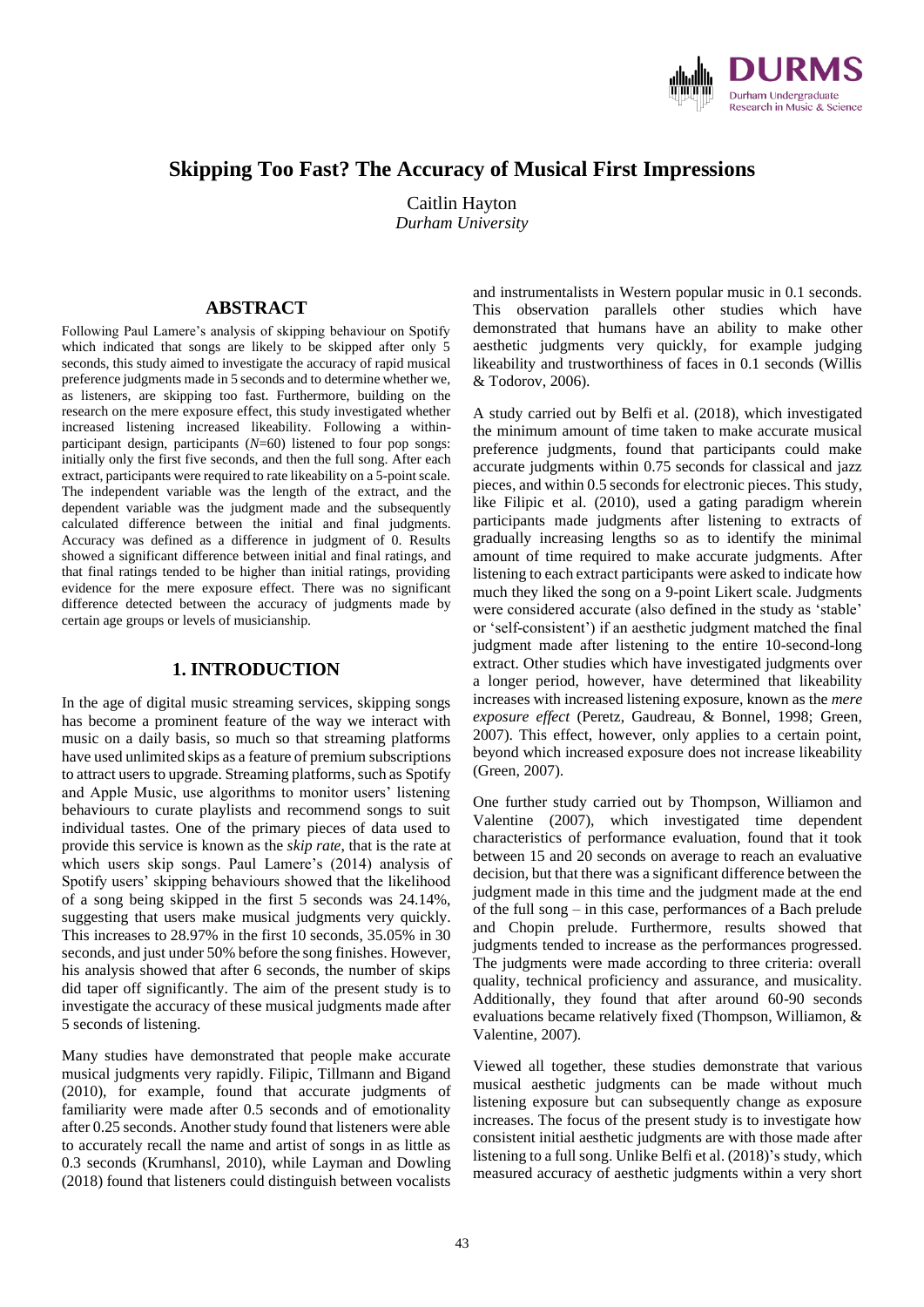# Skipping Too Fast? The Accuracy of Musical First Impressions

Caitlin Hayton
*Durham University*

## ABSTRACT

Following Paul Lamere's analysis of skipping behaviour on Spotify which indicated that songs are likely to be skipped after only 5 seconds, this study aimed to investigate the accuracy of rapid musical preference judgments made in 5 seconds and to determine whether we, as listeners, are skipping too fast. Furthermore, building on the research on the mere exposure effect, this study investigated whether increased listening increased likeability. Following a within-participant design, participants ($N$=60) listened to four pop songs: initially only the first five seconds, and then the full song. After each extract, participants were required to rate likeability on a 5-point scale. The independent variable was the length of the extract, and the dependent variable was the judgment made and the subsequently calculated difference between the initial and final judgments. Accuracy was defined as a difference in judgment of 0. Results showed a significant difference between initial and final ratings, and that final ratings tended to be higher than initial ratings, providing evidence for the mere exposure effect. There was no significant difference detected between the accuracy of judgments made by certain age groups or levels of musicianship.

## 1. INTRODUCTION

In the age of digital music streaming services, skipping songs has become a prominent feature of the way we interact with music on a daily basis, so much so that streaming platforms have used unlimited skips as a feature of premium subscriptions to attract users to upgrade. Streaming platforms, such as Spotify and Apple Music, use algorithms to monitor users' listening behaviours to curate playlists and recommend songs to suit individual tastes. One of the primary pieces of data used to provide this service is known as the *skip rate*, that is the rate at which users skip songs. Paul Lamere's (2014) analysis of Spotify users' skipping behaviours showed that the likelihood of a song being skipped in the first 5 seconds was 24.14%, suggesting that users make musical judgments very quickly. This increases to 28.97% in the first 10 seconds, 35.05% in 30 seconds, and just under 50% before the song finishes. However, his analysis showed that after 6 seconds, the number of skips did taper off significantly. The aim of the present study is to investigate the accuracy of these musical judgments made after 5 seconds of listening.

Many studies have demonstrated that people make accurate musical judgments very rapidly. Filipic, Tillmann and Bigand (2010), for example, found that accurate judgments of familiarity were made after 0.5 seconds and of emotionality after 0.25 seconds. Another study found that listeners were able to accurately recall the name and artist of songs in as little as 0.3 seconds (Krumhansl, 2010), while Layman and Dowling (2018) found that listeners could distinguish between vocalists and instrumentalists in Western popular music in 0.1 seconds. This observation parallels other studies which have demonstrated that humans have an ability to make other aesthetic judgments very quickly, for example judging likeability and trustworthiness of faces in 0.1 seconds (Willis & Todorov, 2006).

A study carried out by Belfi et al. (2018), which investigated the minimum amount of time taken to make accurate musical preference judgments, found that participants could make accurate judgments within 0.75 seconds for classical and jazz pieces, and within 0.5 seconds for electronic pieces. This study, like Filipic et al. (2010), used a gating paradigm wherein participants made judgments after listening to extracts of gradually increasing lengths so as to identify the minimal amount of time required to make accurate judgments. After listening to each extract participants were asked to indicate how much they liked the song on a 9-point Likert scale. Judgments were considered accurate (also defined in the study as 'stable' or 'self-consistent') if an aesthetic judgment matched the final judgment made after listening to the entire 10-second-long extract. Other studies which have investigated judgments over a longer period, however, have determined that likeability increases with increased listening exposure, known as the *mere exposure effect* (Peretz, Gaudreau, & Bonnel, 1998; Green, 2007). This effect, however, only applies to a certain point, beyond which increased exposure does not increase likeability (Green, 2007).

One further study carried out by Thompson, Williamon and Valentine (2007), which investigated time dependent characteristics of performance evaluation, found that it took between 15 and 20 seconds on average to reach an evaluative decision, but that there was a significant difference between the judgment made in this time and the judgment made at the end of the full song – in this case, performances of a Bach prelude and Chopin prelude. Furthermore, results showed that judgments tended to increase as the performances progressed. The judgments were made according to three criteria: overall quality, technical proficiency and assurance, and musicality. Additionally, they found that after around 60-90 seconds evaluations became relatively fixed (Thompson, Williamon, & Valentine, 2007).

Viewed all together, these studies demonstrate that various musical aesthetic judgments can be made without much listening exposure but can subsequently change as exposure increases. The focus of the present study is to investigate how consistent initial aesthetic judgments are with those made after listening to a full song. Unlike Belfi et al. (2018)'s study, which measured accuracy of aesthetic judgments within a very short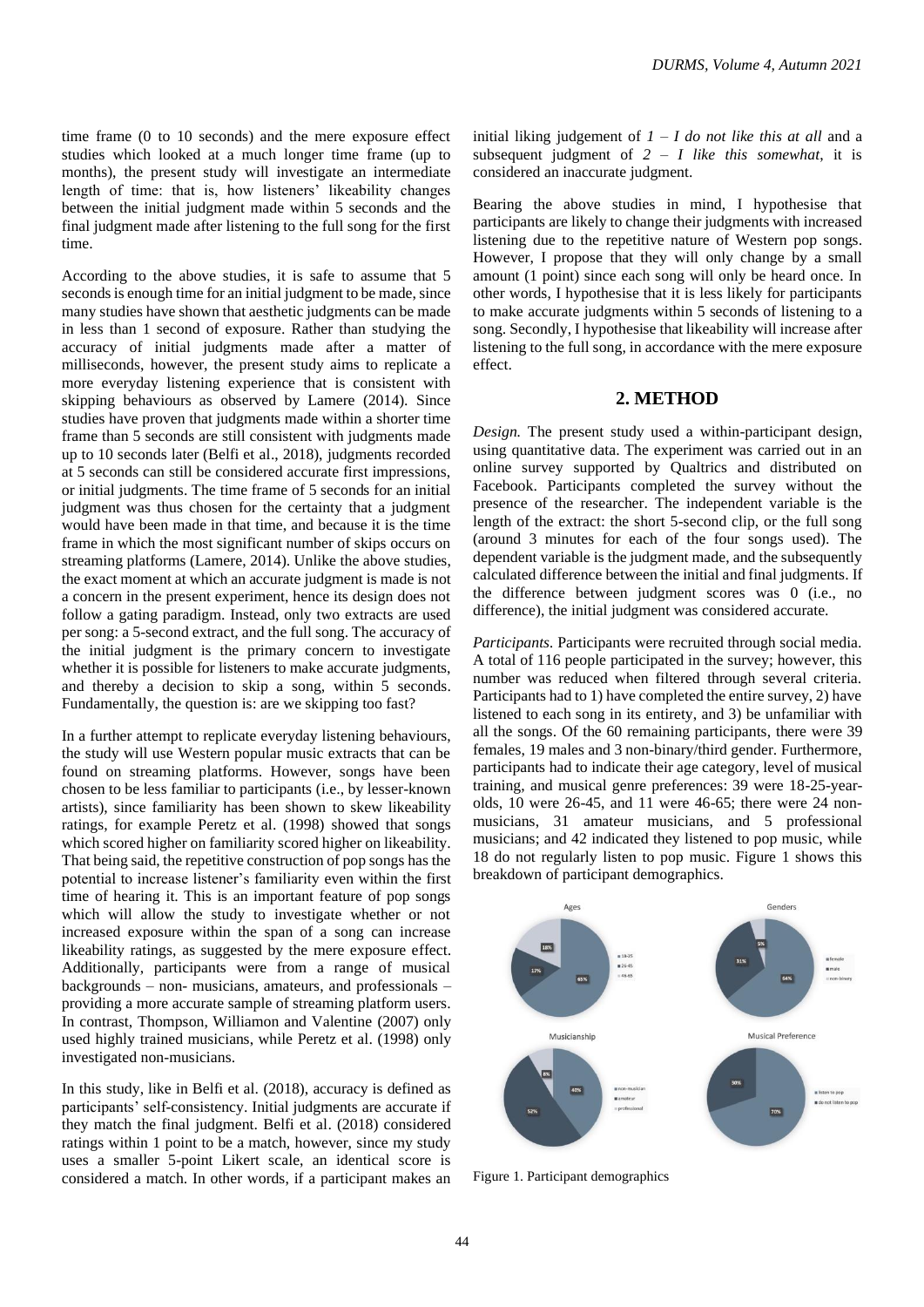time frame (0 to 10 seconds) and the mere exposure effect studies which looked at a much longer time frame (up to months), the present study will investigate an intermediate length of time: that is, how listeners' likeability changes between the initial judgment made within 5 seconds and the final judgment made after listening to the full song for the first time.

According to the above studies, it is safe to assume that 5 seconds is enough time for an initial judgment to be made, since many studies have shown that aesthetic judgments can be made in less than 1 second of exposure. Rather than studying the accuracy of initial judgments made after a matter of milliseconds, however, the present study aims to replicate a more everyday listening experience that is consistent with skipping behaviours as observed by Lamere (2014). Since studies have proven that judgments made within a shorter time frame than 5 seconds are still consistent with judgments made up to 10 seconds later (Belfi et al., 2018), judgments recorded at 5 seconds can still be considered accurate first impressions, or initial judgments. The time frame of 5 seconds for an initial judgment was thus chosen for the certainty that a judgment would have been made in that time, and because it is the time frame in which the most significant number of skips occurs on streaming platforms (Lamere, 2014). Unlike the above studies, the exact moment at which an accurate judgment is made is not a concern in the present experiment, hence its design does not follow a gating paradigm. Instead, only two extracts are used per song: a 5-second extract, and the full song. The accuracy of the initial judgment is the primary concern to investigate whether it is possible for listeners to make accurate judgments, and thereby a decision to skip a song, within 5 seconds. Fundamentally, the question is: are we skipping too fast?

In a further attempt to replicate everyday listening behaviours, the study will use Western popular music extracts that can be found on streaming platforms. However, songs have been chosen to be less familiar to participants (i.e., by lesser-known artists), since familiarity has been shown to skew likeability ratings, for example Peretz et al. (1998) showed that songs which scored higher on familiarity scored higher on likeability. That being said, the repetitive construction of pop songs has the potential to increase listener's familiarity even within the first time of hearing it. This is an important feature of pop songs which will allow the study to investigate whether or not increased exposure within the span of a song can increase likeability ratings, as suggested by the mere exposure effect. Additionally, participants were from a range of musical backgrounds – non- musicians, amateurs, and professionals – providing a more accurate sample of streaming platform users. In contrast, Thompson, Williamon and Valentine (2007) only used highly trained musicians, while Peretz et al. (1998) only investigated non-musicians.

In this study, like in Belfi et al. (2018), accuracy is defined as participants' self-consistency. Initial judgments are accurate if they match the final judgment. Belfi et al. (2018) considered ratings within 1 point to be a match, however, since my study uses a smaller 5-point Likert scale, an identical score is considered a match. In other words, if a participant makes an initial liking judgement of *1 – I do not like this at all* and a subsequent judgment of *2 – I like this somewhat*, it is considered an inaccurate judgment.

Bearing the above studies in mind, I hypothesise that participants are likely to change their judgments with increased listening due to the repetitive nature of Western pop songs. However, I propose that they will only change by a small amount (1 point) since each song will only be heard once. In other words, I hypothesise that it is less likely for participants to make accurate judgments within 5 seconds of listening to a song. Secondly, I hypothesise that likeability will increase after listening to the full song, in accordance with the mere exposure effect.

## 2. METHOD

*Design.* The present study used a within-participant design, using quantitative data. The experiment was carried out in an online survey supported by Qualtrics and distributed on Facebook. Participants completed the survey without the presence of the researcher. The independent variable is the length of the extract: the short 5-second clip, or the full song (around 3 minutes for each of the four songs used). The dependent variable is the judgment made, and the subsequently calculated difference between the initial and final judgments. If the difference between judgment scores was 0 (i.e., no difference), the initial judgment was considered accurate.

*Participants.* Participants were recruited through social media. A total of 116 people participated in the survey; however, this number was reduced when filtered through several criteria. Participants had to 1) have completed the entire survey, 2) have listened to each song in its entirety, and 3) be unfamiliar with all the songs. Of the 60 remaining participants, there were 39 females, 19 males and 3 non-binary/third gender. Furthermore, participants had to indicate their age category, level of musical training, and musical genre preferences: 39 were 18-25-year-olds, 10 were 26-45, and 11 were 46-65; there were 24 non-musicians, 31 amateur musicians, and 5 professional musicians; and 42 indicated they listened to pop music, while 18 do not regularly listen to pop music. Figure 1 shows this breakdown of participant demographics.

Figure 1. Participant demographics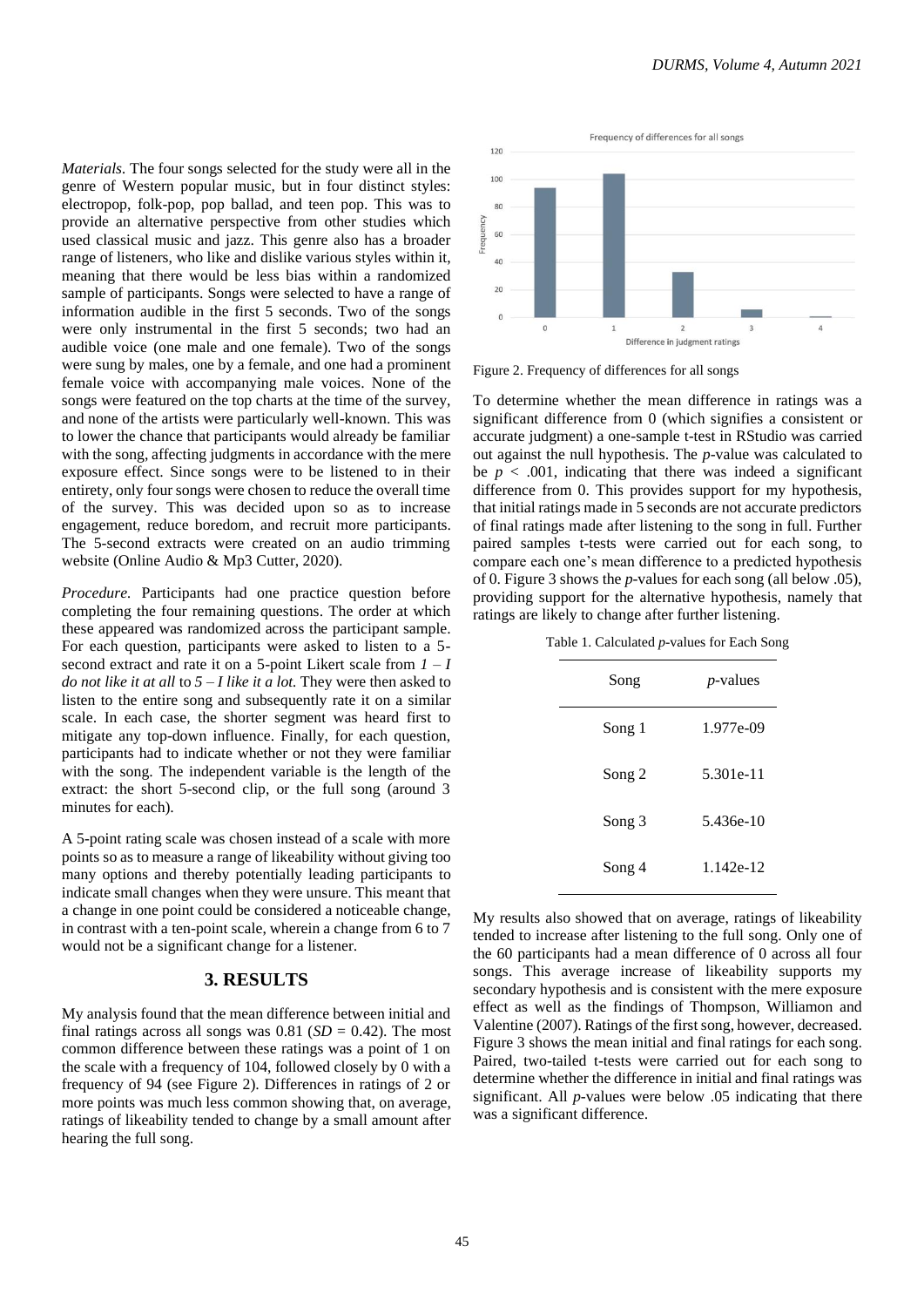*Materials.* The four songs selected for the study were all in the genre of Western popular music, but in four distinct styles: electropop, folk-pop, pop ballad, and teen pop. This was to provide an alternative perspective from other studies which used classical music and jazz. This genre also has a broader range of listeners, who like and dislike various styles within it, meaning that there would be less bias within a randomized sample of participants. Songs were selected to have a range of information audible in the first 5 seconds. Two of the songs were only instrumental in the first 5 seconds; two had an audible voice (one male and one female). Two of the songs were sung by males, one by a female, and one had a prominent female voice with accompanying male voices. None of the songs were featured on the top charts at the time of the survey, and none of the artists were particularly well-known. This was to lower the chance that participants would already be familiar with the song, affecting judgments in accordance with the mere exposure effect. Since songs were to be listened to in their entirety, only four songs were chosen to reduce the overall time of the survey. This was decided upon so as to increase engagement, reduce boredom, and recruit more participants. The 5-second extracts were created on an audio trimming website (Online Audio & Mp3 Cutter, 2020).

*Procedure.* Participants had one practice question before completing the four remaining questions. The order at which these appeared was randomized across the participant sample. For each question, participants were asked to listen to a 5-second extract and rate it on a 5-point Likert scale from *1 – I do not like it at all* to *5 – I like it a lot.* They were then asked to listen to the entire song and subsequently rate it on a similar scale. In each case, the shorter segment was heard first to mitigate any top-down influence. Finally, for each question, participants had to indicate whether or not they were familiar with the song. The independent variable is the length of the extract: the short 5-second clip, or the full song (around 3 minutes for each).

A 5-point rating scale was chosen instead of a scale with more points so as to measure a range of likeability without giving too many options and thereby potentially leading participants to indicate small changes when they were unsure. This meant that a change in one point could be considered a noticeable change, in contrast with a ten-point scale, wherein a change from 6 to 7 would not be a significant change for a listener.

## 3. RESULTS

My analysis found that the mean difference between initial and final ratings across all songs was 0.81 ($SD = 0.42$). The most common difference between these ratings was a point of 1 on the scale with a frequency of 104, followed closely by 0 with a frequency of 94 (see Figure 2). Differences in ratings of 2 or more points was much less common showing that, on average, ratings of likeability tended to change by a small amount after hearing the full song.

Figure 2. Frequency of differences for all songs

To determine whether the mean difference in ratings was a significant difference from 0 (which signifies a consistent or accurate judgment) a one-sample t-test in RStudio was carried out against the null hypothesis. The *p*-value was calculated to be $p < .001$, indicating that there was indeed a significant difference from 0. This provides support for my hypothesis, that initial ratings made in 5 seconds are not accurate predictors of final ratings made after listening to the song in full. Further paired samples t-tests were carried out for each song, to compare each one's mean difference to a predicted hypothesis of 0. Figure 3 shows the *p*-values for each song (all below .05), providing support for the alternative hypothesis, namely that ratings are likely to change after further listening.

Table 1. Calculated *p*-values for Each Song

| Song | *p*-values |
|---|---|
| Song 1 | 1.977e-09 |
| Song 2 | 5.301e-11 |
| Song 3 | 5.436e-10 |
| Song 4 | 1.142e-12 |

My results also showed that on average, ratings of likeability tended to increase after listening to the full song. Only one of the 60 participants had a mean difference of 0 across all four songs. This average increase of likeability supports my secondary hypothesis and is consistent with the mere exposure effect as well as the findings of Thompson, Williamon and Valentine (2007). Ratings of the first song, however, decreased. Figure 3 shows the mean initial and final ratings for each song. Paired, two-tailed t-tests were carried out for each song to determine whether the difference in initial and final ratings was significant. All *p*-values were below .05 indicating that there was a significant difference.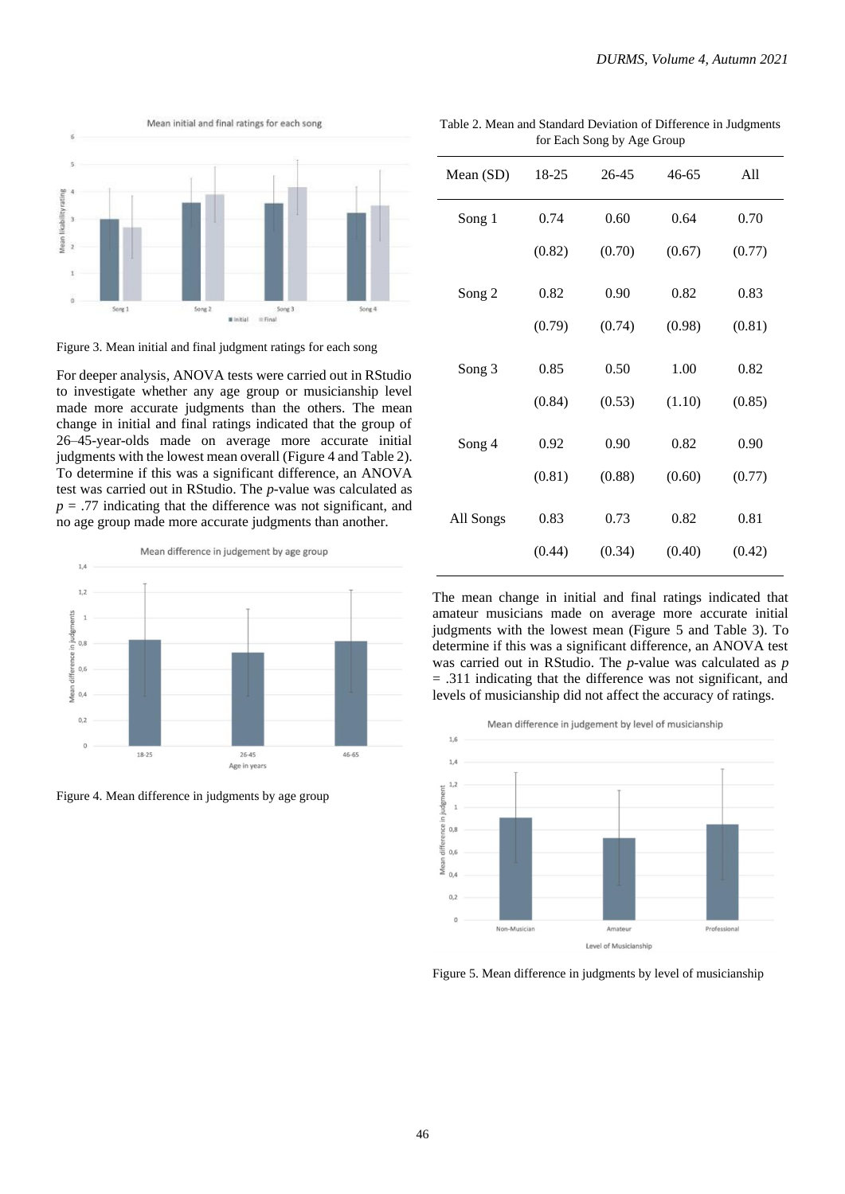Figure 3. Mean initial and final judgment ratings for each song

For deeper analysis, ANOVA tests were carried out in RStudio to investigate whether any age group or musicianship level made more accurate judgments than the others. The mean change in initial and final ratings indicated that the group of 26–45-year-olds made on average more accurate initial judgments with the lowest mean overall (Figure 4 and Table 2). To determine if this was a significant difference, an ANOVA test was carried out in RStudio. The *p*-value was calculated as $p = .77$ indicating that the difference was not significant, and no age group made more accurate judgments than another.

Figure 4. Mean difference in judgments by age group

Table 2. Mean and Standard Deviation of Difference in Judgments for Each Song by Age Group

| Mean (SD) | 18-25 | 26-45 | 46-65 | All |
|---|---|---|---|---|
| Song 1 | 0.74 | 0.60 | 0.64 | 0.70 |
| | (0.82) | (0.70) | (0.67) | (0.77) |
| Song 2 | 0.82 | 0.90 | 0.82 | 0.83 |
| | (0.79) | (0.74) | (0.98) | (0.81) |
| Song 3 | 0.85 | 0.50 | 1.00 | 0.82 |
| | (0.84) | (0.53) | (1.10) | (0.85) |
| Song 4 | 0.92 | 0.90 | 0.82 | 0.90 |
| | (0.81) | (0.88) | (0.60) | (0.77) |
| All Songs | 0.83 | 0.73 | 0.82 | 0.81 |
| | (0.44) | (0.34) | (0.40) | (0.42) |

The mean change in initial and final ratings indicated that amateur musicians made on average more accurate initial judgments with the lowest mean (Figure 5 and Table 3). To determine if this was a significant difference, an ANOVA test was carried out in RStudio. The *p*-value was calculated as $p = .311$ indicating that the difference was not significant, and levels of musicianship did not affect the accuracy of ratings.

Figure 5. Mean difference in judgments by level of musicianship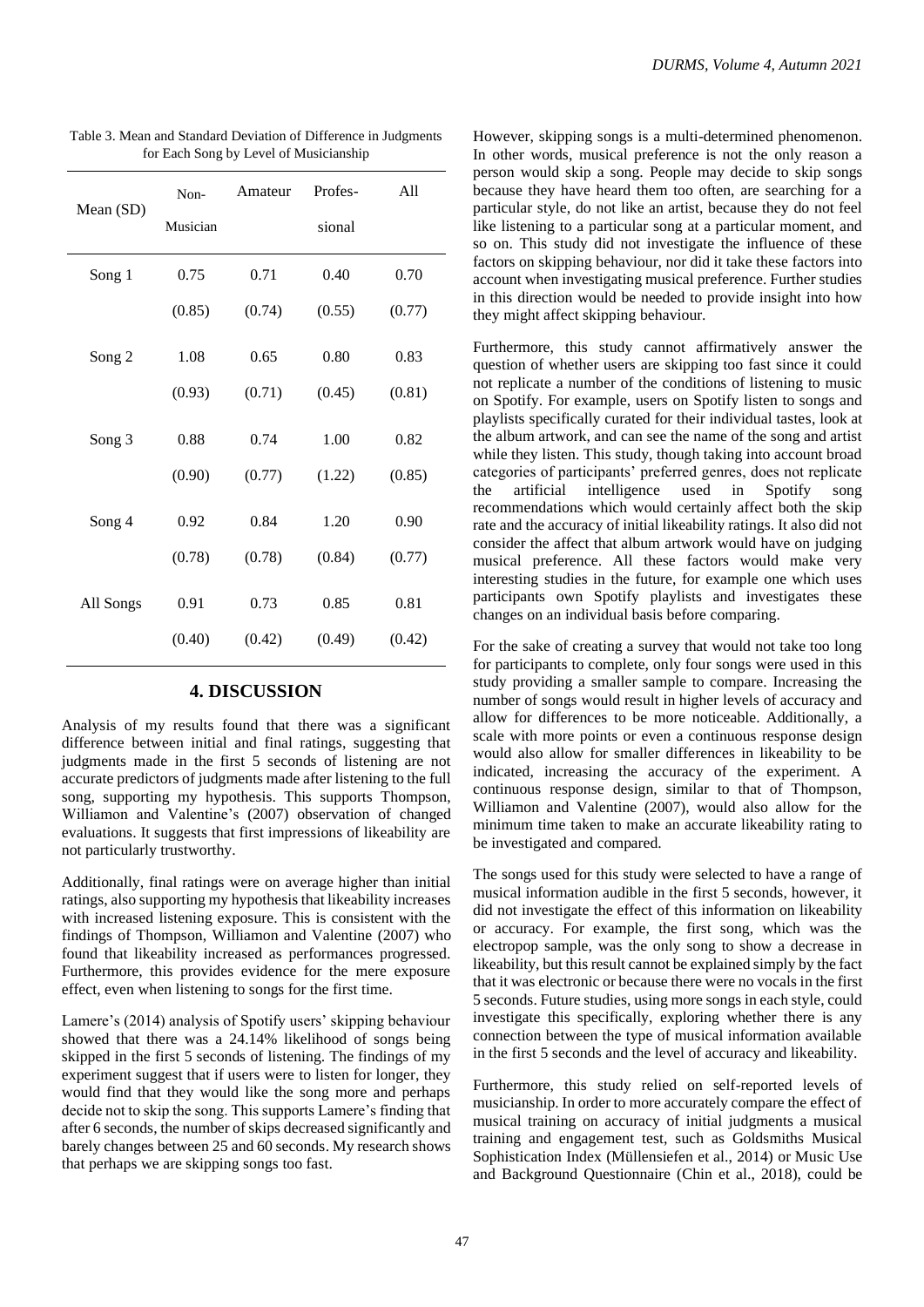Table 3. Mean and Standard Deviation of Difference in Judgments for Each Song by Level of Musicianship

| Mean (SD) | Non-Musician | Amateur | Profes-sional | All |
|---|---|---|---|---|
| Song 1 | 0.75 | 0.71 | 0.40 | 0.70 |
| | (0.85) | (0.74) | (0.55) | (0.77) |
| Song 2 | 1.08 | 0.65 | 0.80 | 0.83 |
| | (0.93) | (0.71) | (0.45) | (0.81) |
| Song 3 | 0.88 | 0.74 | 1.00 | 0.82 |
| | (0.90) | (0.77) | (1.22) | (0.85) |
| Song 4 | 0.92 | 0.84 | 1.20 | 0.90 |
| | (0.78) | (0.78) | (0.84) | (0.77) |
| All Songs | 0.91 | 0.73 | 0.85 | 0.81 |
| | (0.40) | (0.42) | (0.49) | (0.42) |

## 4. DISCUSSION

Analysis of my results found that there was a significant difference between initial and final ratings, suggesting that judgments made in the first 5 seconds of listening are not accurate predictors of judgments made after listening to the full song, supporting my hypothesis. This supports Thompson, Williamon and Valentine's (2007) observation of changed evaluations. It suggests that first impressions of likeability are not particularly trustworthy.

Additionally, final ratings were on average higher than initial ratings, also supporting my hypothesis that likeability increases with increased listening exposure. This is consistent with the findings of Thompson, Williamon and Valentine (2007) who found that likeability increased as performances progressed. Furthermore, this provides evidence for the mere exposure effect, even when listening to songs for the first time.

Lamere's (2014) analysis of Spotify users' skipping behaviour showed that there was a 24.14% likelihood of songs being skipped in the first 5 seconds of listening. The findings of my experiment suggest that if users were to listen for longer, they would find that they would like the song more and perhaps decide not to skip the song. This supports Lamere's finding that after 6 seconds, the number of skips decreased significantly and barely changes between 25 and 60 seconds. My research shows that perhaps we are skipping songs too fast.

However, skipping songs is a multi-determined phenomenon. In other words, musical preference is not the only reason a person would skip a song. People may decide to skip songs because they have heard them too often, are searching for a particular style, do not like an artist, because they do not feel like listening to a particular song at a particular moment, and so on. This study did not investigate the influence of these factors on skipping behaviour, nor did it take these factors into account when investigating musical preference. Further studies in this direction would be needed to provide insight into how they might affect skipping behaviour.

Furthermore, this study cannot affirmatively answer the question of whether users are skipping too fast since it could not replicate a number of the conditions of listening to music on Spotify. For example, users on Spotify listen to songs and playlists specifically curated for their individual tastes, look at the album artwork, and can see the name of the song and artist while they listen. This study, though taking into account broad categories of participants' preferred genres, does not replicate the artificial intelligence used in Spotify song recommendations which would certainly affect both the skip rate and the accuracy of initial likeability ratings. It also did not consider the affect that album artwork would have on judging musical preference. All these factors would make very interesting studies in the future, for example one which uses participants own Spotify playlists and investigates these changes on an individual basis before comparing.

For the sake of creating a survey that would not take too long for participants to complete, only four songs were used in this study providing a smaller sample to compare. Increasing the number of songs would result in higher levels of accuracy and allow for differences to be more noticeable. Additionally, a scale with more points or even a continuous response design would also allow for smaller differences in likeability to be indicated, increasing the accuracy of the experiment. A continuous response design, similar to that of Thompson, Williamon and Valentine (2007), would also allow for the minimum time taken to make an accurate likeability rating to be investigated and compared.

The songs used for this study were selected to have a range of musical information audible in the first 5 seconds, however, it did not investigate the effect of this information on likeability or accuracy. For example, the first song, which was the electropop sample, was the only song to show a decrease in likeability, but this result cannot be explained simply by the fact that it was electronic or because there were no vocals in the first 5 seconds. Future studies, using more songs in each style, could investigate this specifically, exploring whether there is any connection between the type of musical information available in the first 5 seconds and the level of accuracy and likeability.

Furthermore, this study relied on self-reported levels of musicianship. In order to more accurately compare the effect of musical training on accuracy of initial judgments a musical training and engagement test, such as Goldsmiths Musical Sophistication Index (Müllensiefen et al., 2014) or Music Use and Background Questionnaire (Chin et al., 2018), could be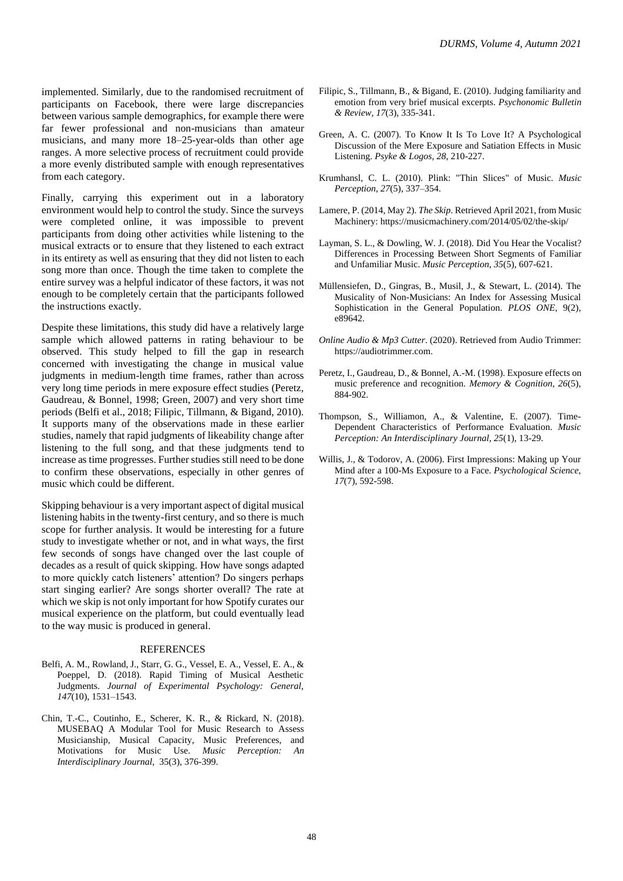implemented. Similarly, due to the randomised recruitment of participants on Facebook, there were large discrepancies between various sample demographics, for example there were far fewer professional and non-musicians than amateur musicians, and many more 18–25-year-olds than other age ranges. A more selective process of recruitment could provide a more evenly distributed sample with enough representatives from each category.

Finally, carrying this experiment out in a laboratory environment would help to control the study. Since the surveys were completed online, it was impossible to prevent participants from doing other activities while listening to the musical extracts or to ensure that they listened to each extract in its entirety as well as ensuring that they did not listen to each song more than once. Though the time taken to complete the entire survey was a helpful indicator of these factors, it was not enough to be completely certain that the participants followed the instructions exactly.

Despite these limitations, this study did have a relatively large sample which allowed patterns in rating behaviour to be observed. This study helped to fill the gap in research concerned with investigating the change in musical value judgments in medium-length time frames, rather than across very long time periods in mere exposure effect studies (Peretz, Gaudreau, & Bonnel, 1998; Green, 2007) and very short time periods (Belfi et al., 2018; Filipic, Tillmann, & Bigand, 2010). It supports many of the observations made in these earlier studies, namely that rapid judgments of likeability change after listening to the full song, and that these judgments tend to increase as time progresses. Further studies still need to be done to confirm these observations, especially in other genres of music which could be different.

Skipping behaviour is a very important aspect of digital musical listening habits in the twenty-first century, and so there is much scope for further analysis. It would be interesting for a future study to investigate whether or not, and in what ways, the first few seconds of songs have changed over the last couple of decades as a result of quick skipping. How have songs adapted to more quickly catch listeners' attention? Do singers perhaps start singing earlier? Are songs shorter overall? The rate at which we skip is not only important for how Spotify curates our musical experience on the platform, but could eventually lead to the way music is produced in general.

## REFERENCES

Belfi, A. M., Rowland, J., Starr, G. G., Vessel, E. A., Vessel, E. A., & Poeppel, D. (2018). Rapid Timing of Musical Aesthetic Judgments. *Journal of Experimental Psychology: General, 147*(10), 1531–1543.

Chin, T.-C., Coutinho, E., Scherer, K. R., & Rickard, N. (2018). MUSEBAQ A Modular Tool for Music Research to Assess Musicianship, Musical Capacity, Music Preferences, and Motivations for Music Use. *Music Perception: An Interdisciplinary Journal*, 35(3), 376-399.

Filipic, S., Tillmann, B., & Bigand, E. (2010). Judging familiarity and emotion from very brief musical excerpts. *Psychonomic Bulletin & Review, 17*(3), 335-341.

Green, A. C. (2007). To Know It Is To Love It? A Psychological Discussion of the Mere Exposure and Satiation Effects in Music Listening. *Psyke & Logos, 28*, 210-227.

Krumhansl, C. L. (2010). Plink: "Thin Slices" of Music. *Music Perception, 27*(5), 337–354.

Lamere, P. (2014, May 2). *The Skip*. Retrieved April 2021, from Music Machinery: https://musicmachinery.com/2014/05/02/the-skip/

Layman, S. L., & Dowling, W. J. (2018). Did You Hear the Vocalist? Differences in Processing Between Short Segments of Familiar and Unfamiliar Music. *Music Perception, 35*(5), 607-621.

Müllensiefen, D., Gingras, B., Musil, J., & Stewart, L. (2014). The Musicality of Non-Musicians: An Index for Assessing Musical Sophistication in the General Population. *PLOS ONE*, 9(2), e89642.

*Online Audio & Mp3 Cutter*. (2020). Retrieved from Audio Trimmer: https://audiotrimmer.com.

Peretz, I., Gaudreau, D., & Bonnel, A.-M. (1998). Exposure effects on music preference and recognition. *Memory & Cognition, 26*(5), 884-902.

Thompson, S., Williamon, A., & Valentine, E. (2007). Time-Dependent Characteristics of Performance Evaluation. *Music Perception: An Interdisciplinary Journal, 25*(1), 13-29.

Willis, J., & Todorov, A. (2006). First Impressions: Making up Your Mind after a 100-Ms Exposure to a Face. *Psychological Science, 17*(7), 592-598.